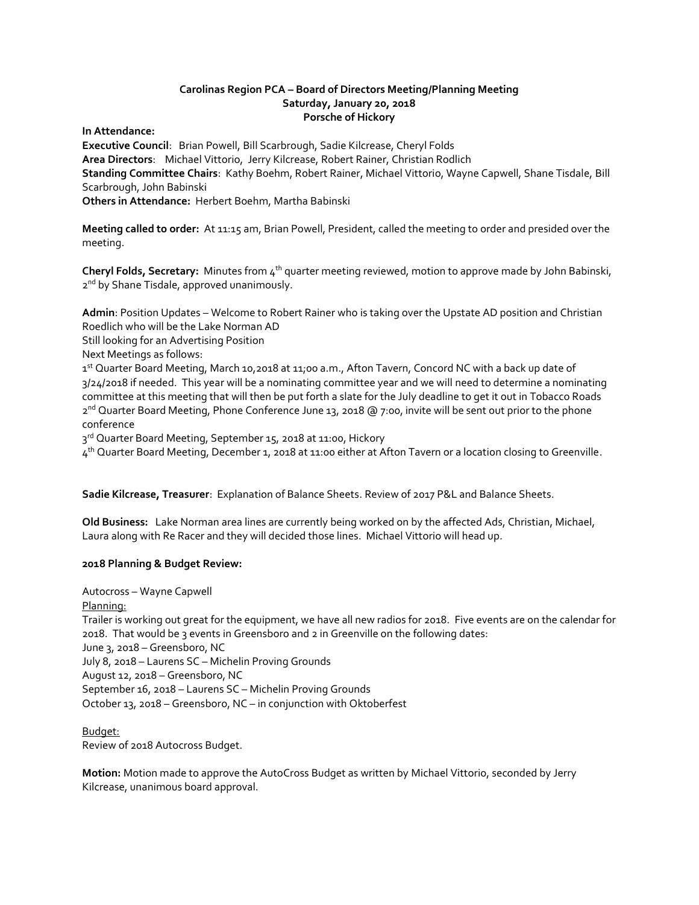**Carolinas Region PCA – Board of Directors Meeting/Planning Meeting**
**Saturday, January 20, 2018**
**Porsche of Hickory**

**In Attendance:**
**Executive Council**: Brian Powell, Bill Scarbrough, Sadie Kilcrease, Cheryl Folds
**Area Directors**: Michael Vittorio, Jerry Kilcrease, Robert Rainer, Christian Rodlich
**Standing Committee Chairs**: Kathy Boehm, Robert Rainer, Michael Vittorio, Wayne Capwell, Shane Tisdale, Bill Scarbrough, John Babinski
**Others in Attendance:** Herbert Boehm, Martha Babinski

**Meeting called to order:** At 11:15 am, Brian Powell, President, called the meeting to order and presided over the meeting.

**Cheryl Folds, Secretary:** Minutes from 4th quarter meeting reviewed, motion to approve made by John Babinski, 2nd by Shane Tisdale, approved unanimously.

**Admin**: Position Updates – Welcome to Robert Rainer who is taking over the Upstate AD position and Christian Roedlich who will be the Lake Norman AD
Still looking for an Advertising Position
Next Meetings as follows:
1st Quarter Board Meeting, March 10,2018 at 11;00 a.m., Afton Tavern, Concord NC with a back up date of 3/24/2018 if needed. This year will be a nominating committee year and we will need to determine a nominating committee at this meeting that will then be put forth a slate for the July deadline to get it out in Tobacco Roads
2nd Quarter Board Meeting, Phone Conference June 13, 2018 @ 7:00, invite will be sent out prior to the phone conference
3rd Quarter Board Meeting, September 15, 2018 at 11:00, Hickory
4th Quarter Board Meeting, December 1, 2018 at 11:00 either at Afton Tavern or a location closing to Greenville.

**Sadie Kilcrease, Treasurer**: Explanation of Balance Sheets. Review of 2017 P&L and Balance Sheets.

**Old Business:** Lake Norman area lines are currently being worked on by the affected Ads, Christian, Michael, Laura along with Re Racer and they will decided those lines. Michael Vittorio will head up.

**2018 Planning & Budget Review:**

Autocross – Wayne Capwell
Planning:
Trailer is working out great for the equipment, we have all new radios for 2018. Five events are on the calendar for 2018. That would be 3 events in Greensboro and 2 in Greenville on the following dates:
June 3, 2018 – Greensboro, NC
July 8, 2018 – Laurens SC – Michelin Proving Grounds
August 12, 2018 – Greensboro, NC
September 16, 2018 – Laurens SC – Michelin Proving Grounds
October 13, 2018 – Greensboro, NC – in conjunction with Oktoberfest

Budget:
Review of 2018 Autocross Budget.

**Motion:** Motion made to approve the AutoCross Budget as written by Michael Vittorio, seconded by Jerry Kilcrease, unanimous board approval.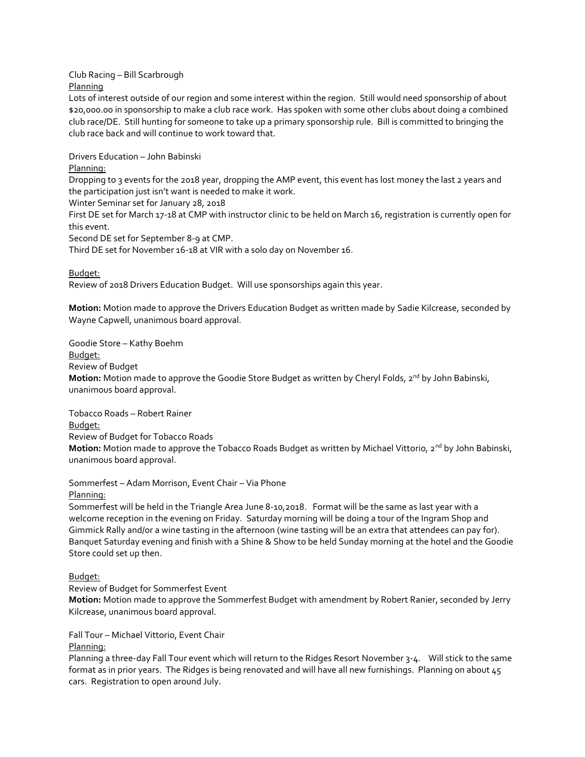Club Racing – Bill Scarbrough

Planning

Lots of interest outside of our region and some interest within the region. Still would need sponsorship of about $20,000.00 in sponsorship to make a club race work. Has spoken with some other clubs about doing a combined club race/DE. Still hunting for someone to take up a primary sponsorship rule. Bill is committed to bringing the club race back and will continue to work toward that.

Drivers Education – John Babinski

Planning:

Dropping to 3 events for the 2018 year, dropping the AMP event, this event has lost money the last 2 years and the participation just isn't want is needed to make it work.

Winter Seminar set for January 28, 2018

First DE set for March 17-18 at CMP with instructor clinic to be held on March 16, registration is currently open for this event.

Second DE set for September 8-9 at CMP.

Third DE set for November 16-18 at VIR with a solo day on November 16.

Budget:

Review of 2018 Drivers Education Budget. Will use sponsorships again this year.

**Motion:** Motion made to approve the Drivers Education Budget as written made by Sadie Kilcrease, seconded by Wayne Capwell, unanimous board approval.

Goodie Store – Kathy Boehm

Budget:

Review of Budget

**Motion:** Motion made to approve the Goodie Store Budget as written by Cheryl Folds, 2nd by John Babinski, unanimous board approval.

Tobacco Roads – Robert Rainer

Budget:

Review of Budget for Tobacco Roads

**Motion:** Motion made to approve the Tobacco Roads Budget as written by Michael Vittorio, 2nd by John Babinski, unanimous board approval.

Sommerfest – Adam Morrison, Event Chair – Via Phone

Planning:

Sommerfest will be held in the Triangle Area June 8-10,2018. Format will be the same as last year with a welcome reception in the evening on Friday. Saturday morning will be doing a tour of the Ingram Shop and Gimmick Rally and/or a wine tasting in the afternoon (wine tasting will be an extra that attendees can pay for). Banquet Saturday evening and finish with a Shine & Show to be held Sunday morning at the hotel and the Goodie Store could set up then.

Budget:

Review of Budget for Sommerfest Event

**Motion:** Motion made to approve the Sommerfest Budget with amendment by Robert Ranier, seconded by Jerry Kilcrease, unanimous board approval.

Fall Tour – Michael Vittorio, Event Chair

Planning:

Planning a three-day Fall Tour event which will return to the Ridges Resort November 3-4. Will stick to the same format as in prior years. The Ridges is being renovated and will have all new furnishings. Planning on about 45 cars. Registration to open around July.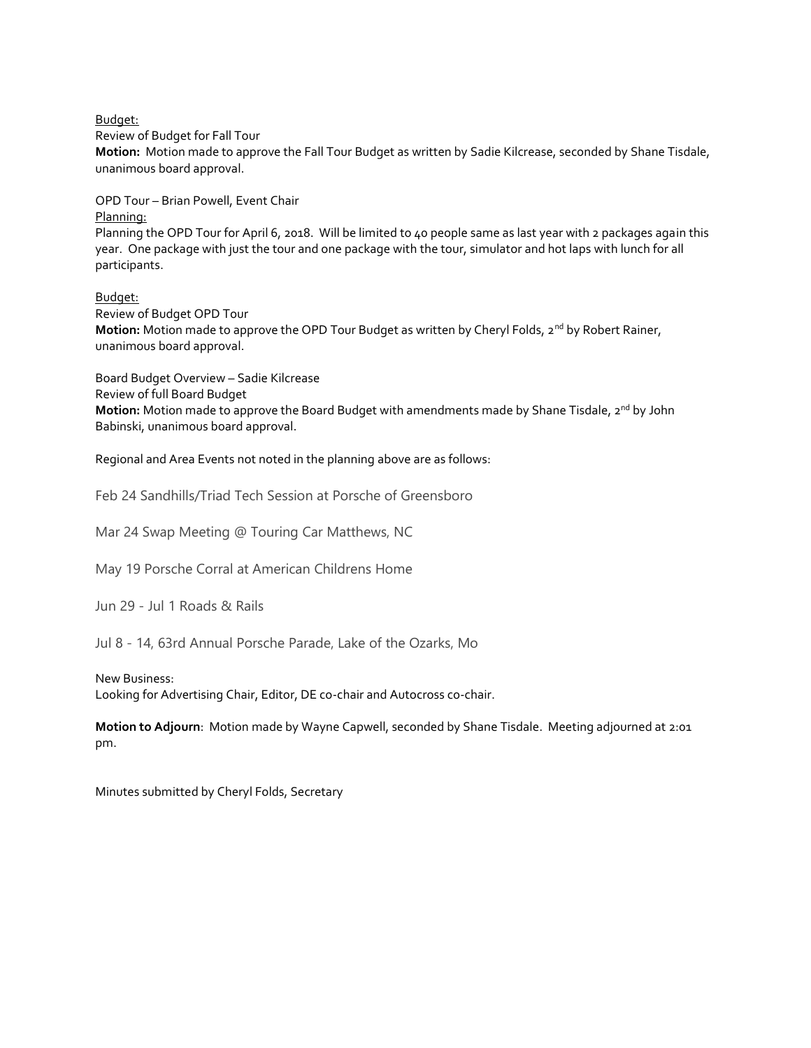<u>Budget:</u>
Review of Budget for Fall Tour
**Motion:** Motion made to approve the Fall Tour Budget as written by Sadie Kilcrease, seconded by Shane Tisdale, unanimous board approval.

OPD Tour – Brian Powell, Event Chair
<u>Planning:</u>
Planning the OPD Tour for April 6, 2018. Will be limited to 40 people same as last year with 2 packages again this year. One package with just the tour and one package with the tour, simulator and hot laps with lunch for all participants.

<u>Budget:</u>
Review of Budget OPD Tour
**Motion:** Motion made to approve the OPD Tour Budget as written by Cheryl Folds, 2nd by Robert Rainer, unanimous board approval.

Board Budget Overview – Sadie Kilcrease
Review of full Board Budget
**Motion:** Motion made to approve the Board Budget with amendments made by Shane Tisdale, 2nd by John Babinski, unanimous board approval.

Regional and Area Events not noted in the planning above are as follows:

Feb 24 Sandhills/Triad Tech Session at Porsche of Greensboro

Mar 24 Swap Meeting @ Touring Car Matthews, NC

May 19 Porsche Corral at American Childrens Home

Jun 29 - Jul 1 Roads & Rails

Jul 8 - 14, 63rd Annual Porsche Parade, Lake of the Ozarks, Mo

New Business:
Looking for Advertising Chair, Editor, DE co-chair and Autocross co-chair.

**Motion to Adjourn**: Motion made by Wayne Capwell, seconded by Shane Tisdale. Meeting adjourned at 2:01 pm.

Minutes submitted by Cheryl Folds, Secretary